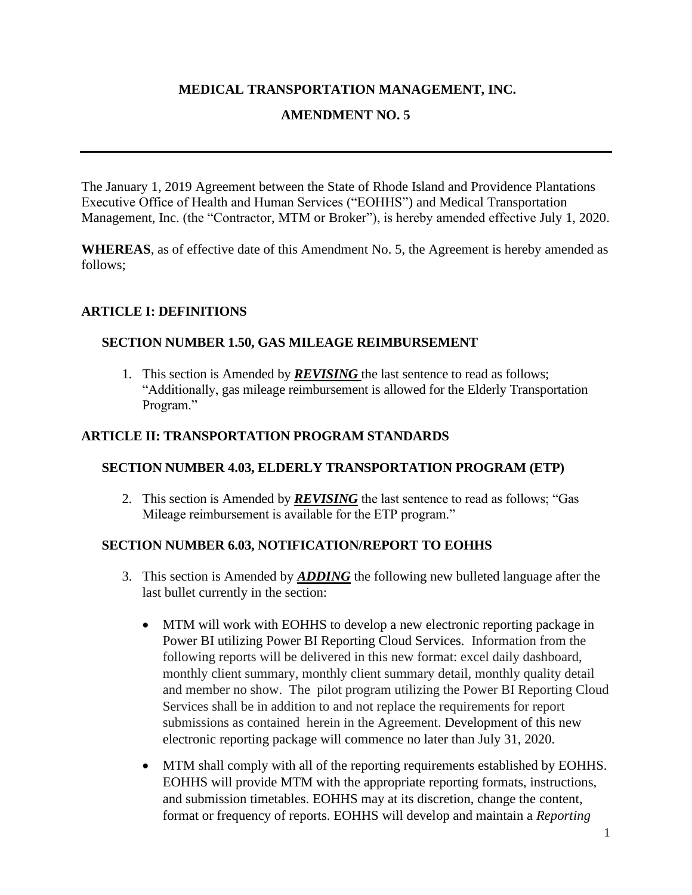**MEDICAL TRANSPORTATION MANAGEMENT, INC.**

**AMENDMENT NO. 5**

---

The January 1, 2019 Agreement between the State of Rhode Island and Providence Plantations Executive Office of Health and Human Services ("EOHHS") and Medical Transportation Management, Inc. (the "Contractor, MTM or Broker"), is hereby amended effective July 1, 2020.

**WHEREAS**, as of effective date of this Amendment No. 5, the Agreement is hereby amended as follows;

## ARTICLE I: DEFINITIONS

### SECTION NUMBER 1.50, GAS MILEAGE REIMBURSEMENT

1. This section is Amended by ***REVISING*** the last sentence to read as follows; "Additionally, gas mileage reimbursement is allowed for the Elderly Transportation Program."

## ARTICLE II: TRANSPORTATION PROGRAM STANDARDS

### SECTION NUMBER 4.03, ELDERLY TRANSPORTATION PROGRAM (ETP)

2. This section is Amended by ***REVISING*** the last sentence to read as follows; "Gas Mileage reimbursement is available for the ETP program."

### SECTION NUMBER 6.03, NOTIFICATION/REPORT TO EOHHS

3. This section is Amended by ***ADDING*** the following new bulleted language after the last bullet currently in the section:

   - MTM will work with EOHHS to develop a new electronic reporting package in Power BI utilizing Power BI Reporting Cloud Services. Information from the following reports will be delivered in this new format: excel daily dashboard, monthly client summary, monthly client summary detail, monthly quality detail and member no show. The pilot program utilizing the Power BI Reporting Cloud Services shall be in addition to and not replace the requirements for report submissions as contained herein in the Agreement. Development of this new electronic reporting package will commence no later than July 31, 2020.

   - MTM shall comply with all of the reporting requirements established by EOHHS. EOHHS will provide MTM with the appropriate reporting formats, instructions, and submission timetables. EOHHS may at its discretion, change the content, format or frequency of reports. EOHHS will develop and maintain a *Reporting*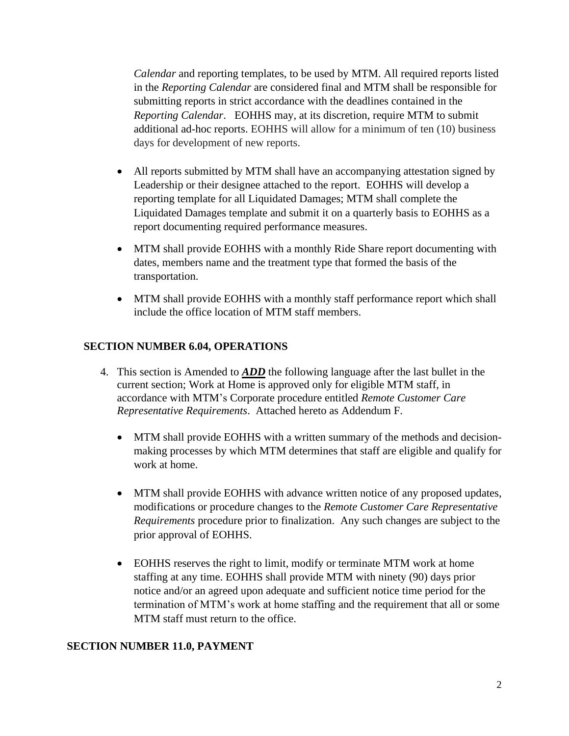*Calendar* and reporting templates, to be used by MTM. All required reports listed in the *Reporting Calendar* are considered final and MTM shall be responsible for submitting reports in strict accordance with the deadlines contained in the *Reporting Calendar*. EOHHS may, at its discretion, require MTM to submit additional ad-hoc reports. EOHHS will allow for a minimum of ten (10) business days for development of new reports.

- All reports submitted by MTM shall have an accompanying attestation signed by Leadership or their designee attached to the report. EOHHS will develop a reporting template for all Liquidated Damages; MTM shall complete the Liquidated Damages template and submit it on a quarterly basis to EOHHS as a report documenting required performance measures.

- MTM shall provide EOHHS with a monthly Ride Share report documenting with dates, members name and the treatment type that formed the basis of the transportation.

- MTM shall provide EOHHS with a monthly staff performance report which shall include the office location of MTM staff members.

## SECTION NUMBER 6.04, OPERATIONS

4. This section is Amended to ***ADD*** the following language after the last bullet in the current section; Work at Home is approved only for eligible MTM staff, in accordance with MTM's Corporate procedure entitled *Remote Customer Care Representative Requirements*. Attached hereto as Addendum F.

   - MTM shall provide EOHHS with a written summary of the methods and decision-making processes by which MTM determines that staff are eligible and qualify for work at home.

   - MTM shall provide EOHHS with advance written notice of any proposed updates, modifications or procedure changes to the *Remote Customer Care Representative Requirements* procedure prior to finalization. Any such changes are subject to the prior approval of EOHHS.

   - EOHHS reserves the right to limit, modify or terminate MTM work at home staffing at any time. EOHHS shall provide MTM with ninety (90) days prior notice and/or an agreed upon adequate and sufficient notice time period for the termination of MTM's work at home staffing and the requirement that all or some MTM staff must return to the office.

## SECTION NUMBER 11.0, PAYMENT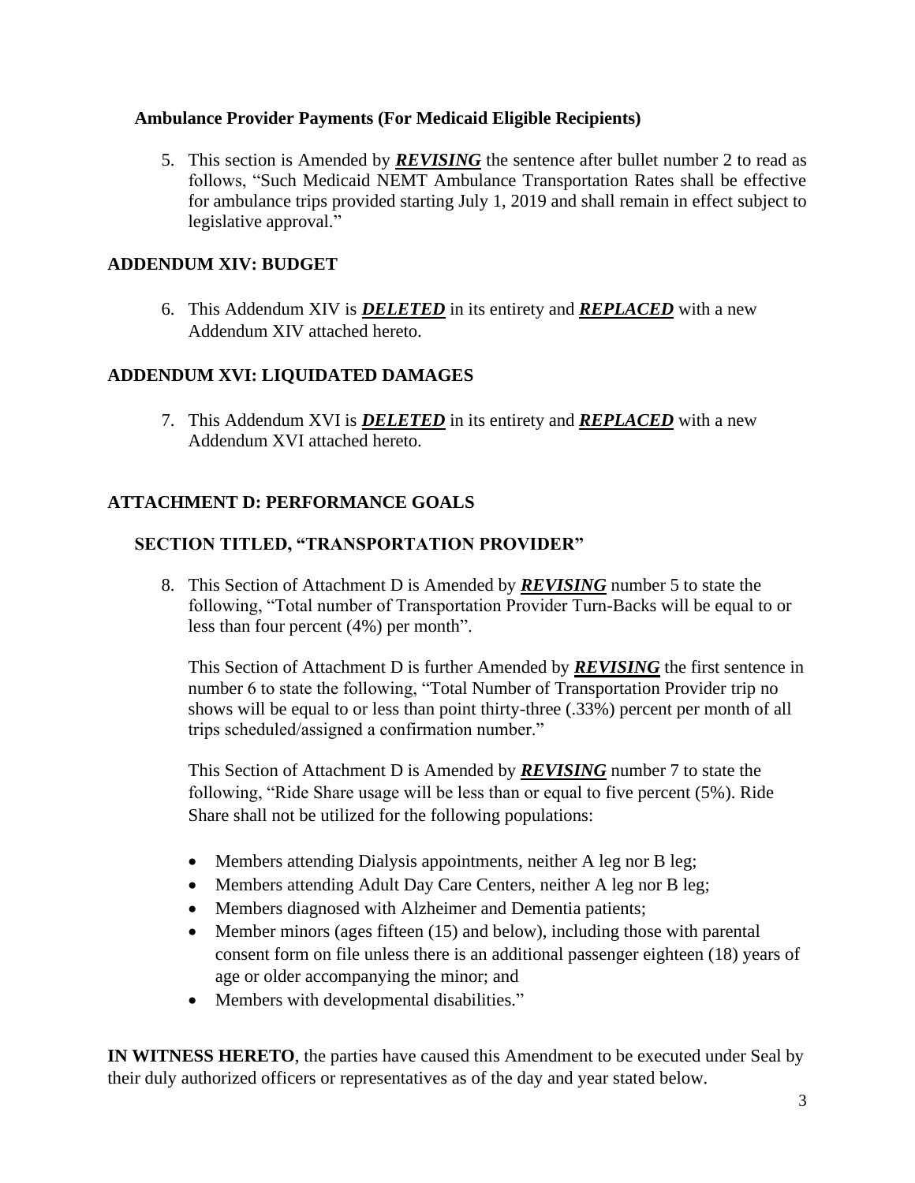### Ambulance Provider Payments (For Medicaid Eligible Recipients)

5. This section is Amended by ***REVISING*** the sentence after bullet number 2 to read as follows, "Such Medicaid NEMT Ambulance Transportation Rates shall be effective for ambulance trips provided starting July 1, 2019 and shall remain in effect subject to legislative approval."

## ADDENDUM XIV: BUDGET

6. This Addendum XIV is ***DELETED*** in its entirety and ***REPLACED*** with a new Addendum XIV attached hereto.

## ADDENDUM XVI: LIQUIDATED DAMAGES

7. This Addendum XVI is ***DELETED*** in its entirety and ***REPLACED*** with a new Addendum XVI attached hereto.

## ATTACHMENT D: PERFORMANCE GOALS

### SECTION TITLED, "TRANSPORTATION PROVIDER"

8. This Section of Attachment D is Amended by ***REVISING*** number 5 to state the following, "Total number of Transportation Provider Turn-Backs will be equal to or less than four percent (4%) per month".

   This Section of Attachment D is further Amended by ***REVISING*** the first sentence in number 6 to state the following, "Total Number of Transportation Provider trip no shows will be equal to or less than point thirty-three (.33%) percent per month of all trips scheduled/assigned a confirmation number."

   This Section of Attachment D is Amended by ***REVISING*** number 7 to state the following, "Ride Share usage will be less than or equal to five percent (5%). Ride Share shall not be utilized for the following populations:

   - Members attending Dialysis appointments, neither A leg nor B leg;
   - Members attending Adult Day Care Centers, neither A leg nor B leg;
   - Members diagnosed with Alzheimer and Dementia patients;
   - Member minors (ages fifteen (15) and below), including those with parental consent form on file unless there is an additional passenger eighteen (18) years of age or older accompanying the minor; and
   - Members with developmental disabilities."

**IN WITNESS HERETO**, the parties have caused this Amendment to be executed under Seal by their duly authorized officers or representatives as of the day and year stated below.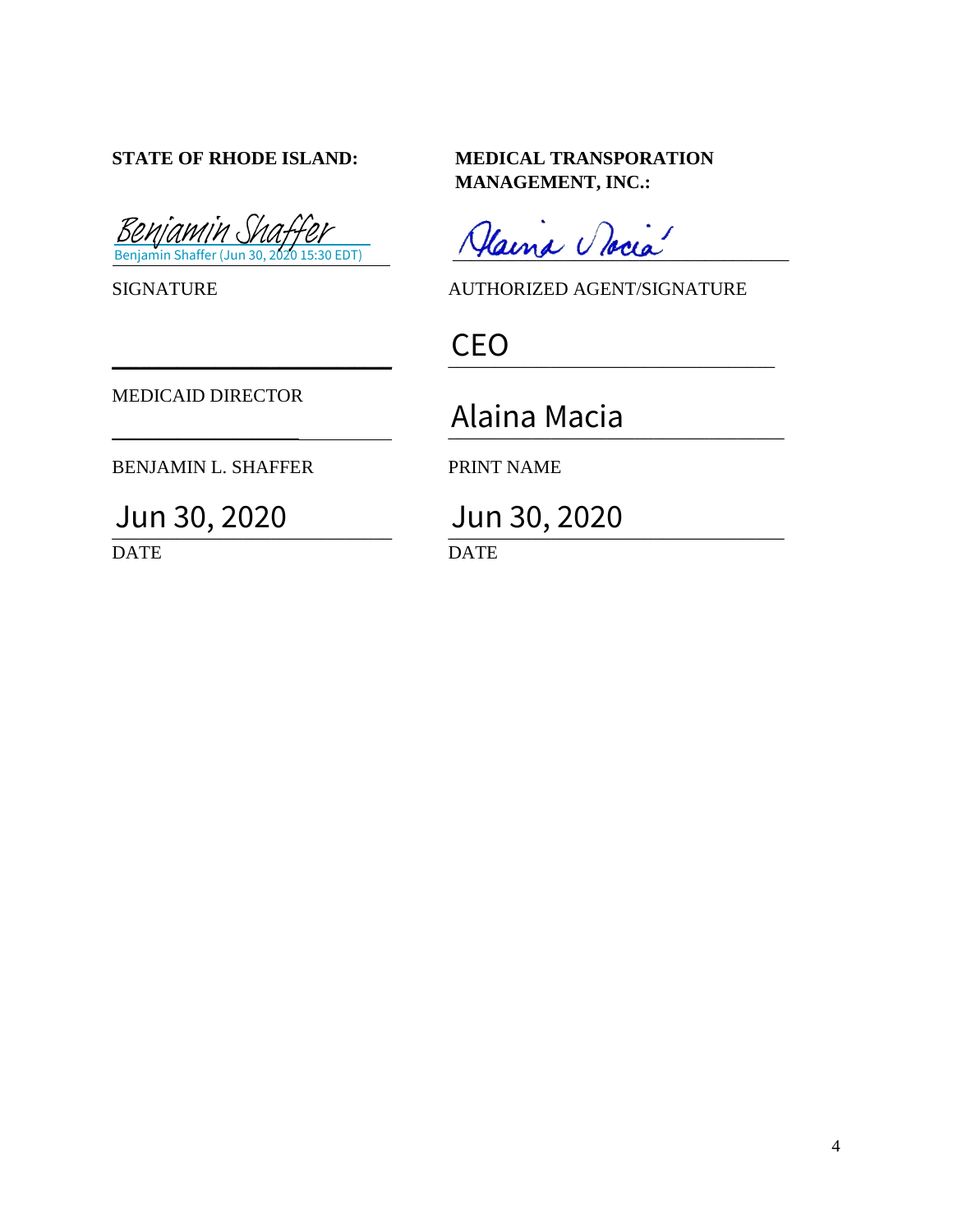**STATE OF RHODE ISLAND:**

Benjamin Shaffer
Benjamin Shaffer (Jun 30, 2020 15:30 EDT)

SIGNATURE

MEDICAID DIRECTOR

BENJAMIN L. SHAFFER

Jun 30, 2020

DATE

**MEDICAL TRANSPORATION MANAGEMENT, INC.:**

Alaina Macia

AUTHORIZED AGENT/SIGNATURE

CEO

Alaina Macia

PRINT NAME

Jun 30, 2020

DATE